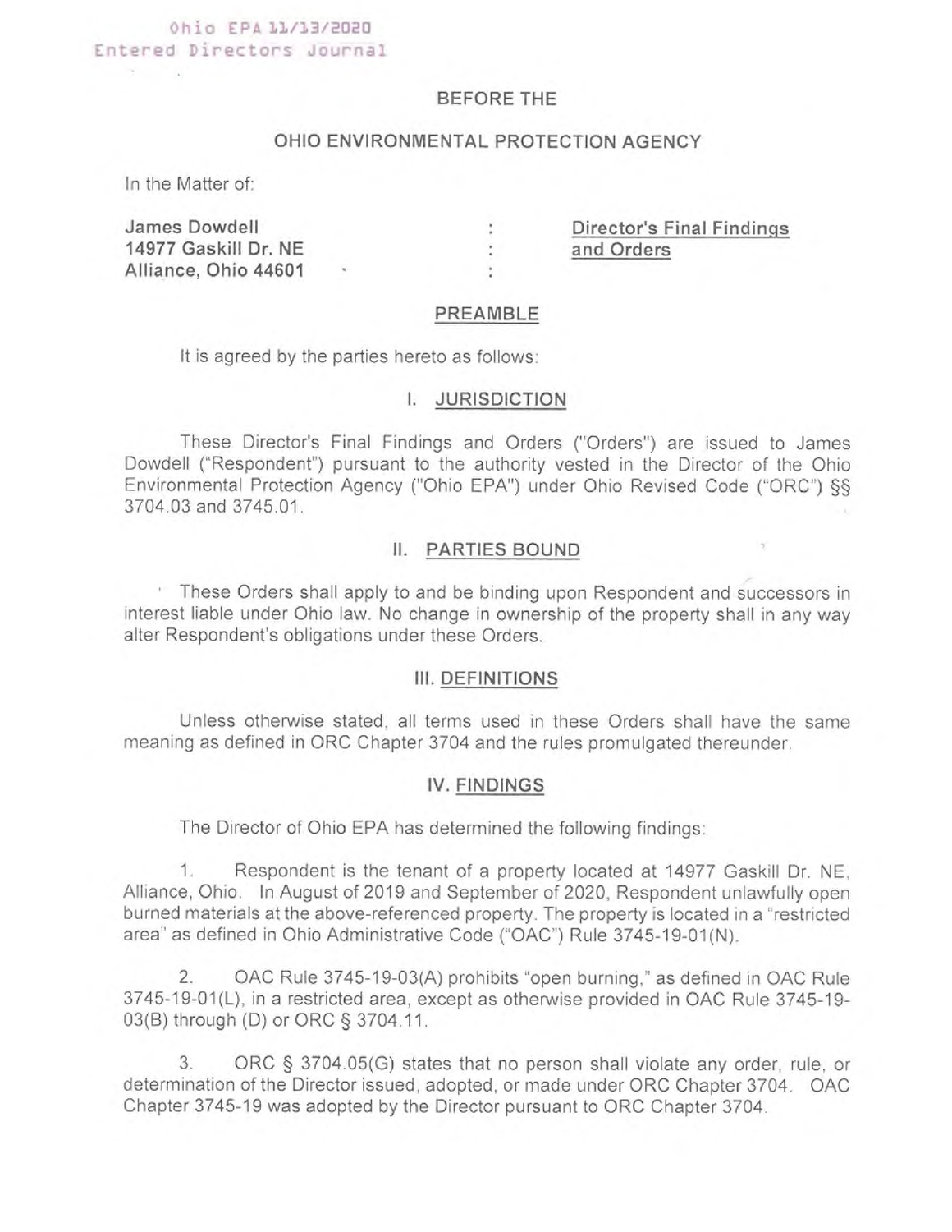Ohio EPA 11/13/2020
Entered Directors Journal

BEFORE THE

OHIO ENVIRONMENTAL PROTECTION AGENCY

In the Matter of:

| | | |
|---|---|---|
| **James Dowdell**<br>**14977 Gaskill Dr. NE**<br>**Alliance, Ohio 44601** | :<br>:<br>: | **Director's Final Findings and Orders** |

## PREAMBLE

It is agreed by the parties hereto as follows:

## I. JURISDICTION

These Director's Final Findings and Orders ("Orders") are issued to James Dowdell ("Respondent") pursuant to the authority vested in the Director of the Ohio Environmental Protection Agency ("Ohio EPA") under Ohio Revised Code ("ORC") §§ 3704.03 and 3745.01.

## II. PARTIES BOUND

These Orders shall apply to and be binding upon Respondent and successors in interest liable under Ohio law. No change in ownership of the property shall in any way alter Respondent's obligations under these Orders.

## III. DEFINITIONS

Unless otherwise stated, all terms used in these Orders shall have the same meaning as defined in ORC Chapter 3704 and the rules promulgated thereunder.

## IV. FINDINGS

The Director of Ohio EPA has determined the following findings:

1. Respondent is the tenant of a property located at 14977 Gaskill Dr. NE, Alliance, Ohio. In August of 2019 and September of 2020, Respondent unlawfully open burned materials at the above-referenced property. The property is located in a "restricted area" as defined in Ohio Administrative Code ("OAC") Rule 3745-19-01(N).

2. OAC Rule 3745-19-03(A) prohibits "open burning," as defined in OAC Rule 3745-19-01(L), in a restricted area, except as otherwise provided in OAC Rule 3745-19-03(B) through (D) or ORC § 3704.11.

3. ORC § 3704.05(G) states that no person shall violate any order, rule, or determination of the Director issued, adopted, or made under ORC Chapter 3704. OAC Chapter 3745-19 was adopted by the Director pursuant to ORC Chapter 3704.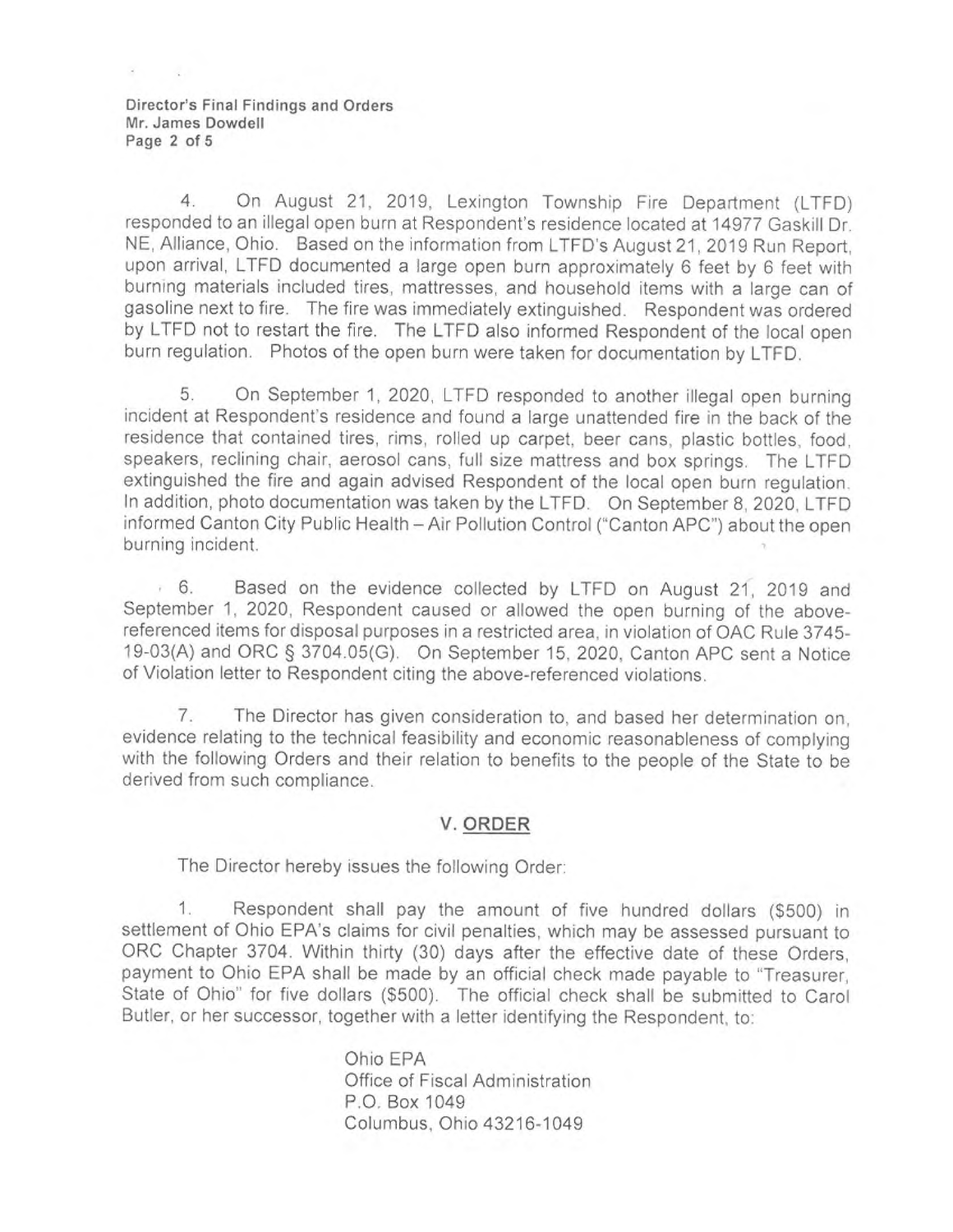4. On August 21, 2019, Lexington Township Fire Department (LTFD) responded to an illegal open burn at Respondent's residence located at 14977 Gaskill Dr. NE, Alliance, Ohio. Based on the information from LTFD's August 21, 2019 Run Report, upon arrival, LTFD documented a large open burn approximately 6 feet by 6 feet with burning materials included tires, mattresses, and household items with a large can of gasoline next to fire. The fire was immediately extinguished. Respondent was ordered by LTFD not to restart the fire. The LTFD also informed Respondent of the local open burn regulation. Photos of the open burn were taken for documentation by LTFD.

5. On September 1, 2020, LTFD responded to another illegal open burning incident at Respondent's residence and found a large unattended fire in the back of the residence that contained tires, rims, rolled up carpet, beer cans, plastic bottles, food, speakers, reclining chair, aerosol cans, full size mattress and box springs. The LTFD extinguished the fire and again advised Respondent of the local open burn regulation. In addition, photo documentation was taken by the LTFD. On September 8, 2020, LTFD informed Canton City Public Health – Air Pollution Control ("Canton APC") about the open burning incident.

6. Based on the evidence collected by LTFD on August 21, 2019 and September 1, 2020, Respondent caused or allowed the open burning of the above-referenced items for disposal purposes in a restricted area, in violation of OAC Rule 3745-19-03(A) and ORC § 3704.05(G). On September 15, 2020, Canton APC sent a Notice of Violation letter to Respondent citing the above-referenced violations.

7. The Director has given consideration to, and based her determination on, evidence relating to the technical feasibility and economic reasonableness of complying with the following Orders and their relation to benefits to the people of the State to be derived from such compliance.

## V. ORDER

The Director hereby issues the following Order:

1. Respondent shall pay the amount of five hundred dollars ($500) in settlement of Ohio EPA's claims for civil penalties, which may be assessed pursuant to ORC Chapter 3704. Within thirty (30) days after the effective date of these Orders, payment to Ohio EPA shall be made by an official check made payable to "Treasurer, State of Ohio" for five dollars ($500). The official check shall be submitted to Carol Butler, or her successor, together with a letter identifying the Respondent, to:

> Ohio EPA
> Office of Fiscal Administration
> P.O. Box 1049
> Columbus, Ohio 43216-1049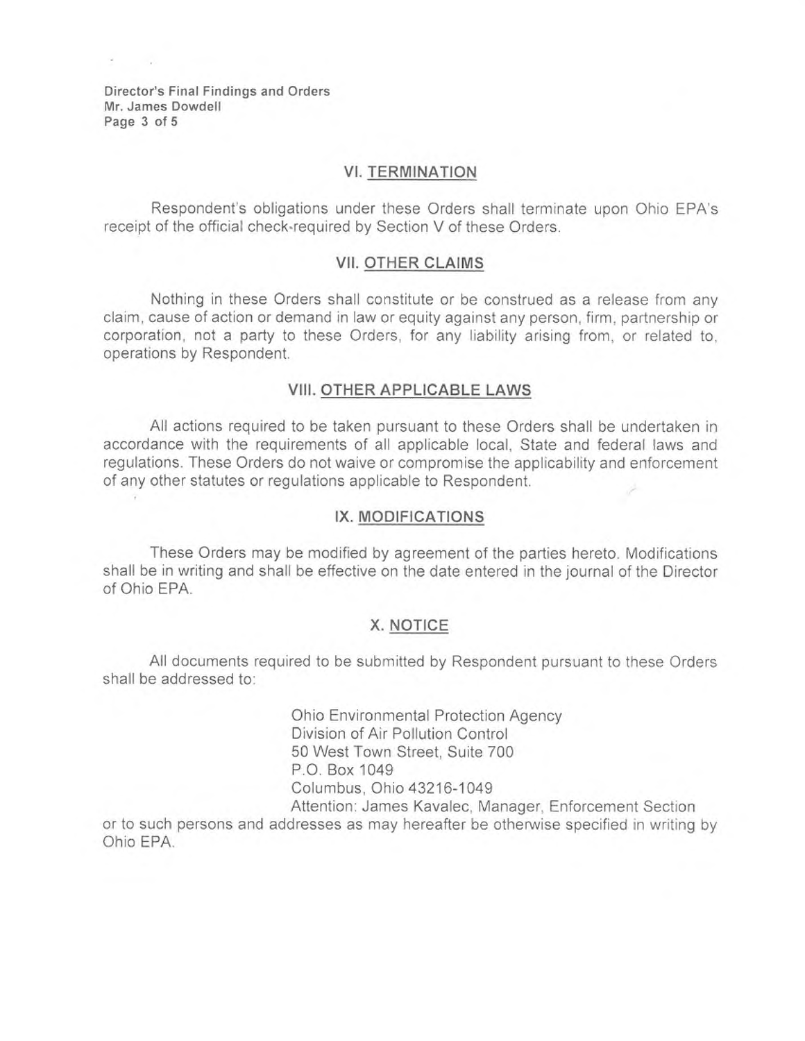## VI. TERMINATION

Respondent's obligations under these Orders shall terminate upon Ohio EPA's receipt of the official check-required by Section V of these Orders.

## VII. OTHER CLAIMS

Nothing in these Orders shall constitute or be construed as a release from any claim, cause of action or demand in law or equity against any person, firm, partnership or corporation, not a party to these Orders, for any liability arising from, or related to, operations by Respondent.

## VIII. OTHER APPLICABLE LAWS

All actions required to be taken pursuant to these Orders shall be undertaken in accordance with the requirements of all applicable local, State and federal laws and regulations. These Orders do not waive or compromise the applicability and enforcement of any other statutes or regulations applicable to Respondent.

## IX. MODIFICATIONS

These Orders may be modified by agreement of the parties hereto. Modifications shall be in writing and shall be effective on the date entered in the journal of the Director of Ohio EPA.

## X. NOTICE

All documents required to be submitted by Respondent pursuant to these Orders shall be addressed to:

Ohio Environmental Protection Agency
Division of Air Pollution Control
50 West Town Street, Suite 700
P.O. Box 1049
Columbus, Ohio 43216-1049
Attention: James Kavalec, Manager, Enforcement Section

or to such persons and addresses as may hereafter be otherwise specified in writing by Ohio EPA.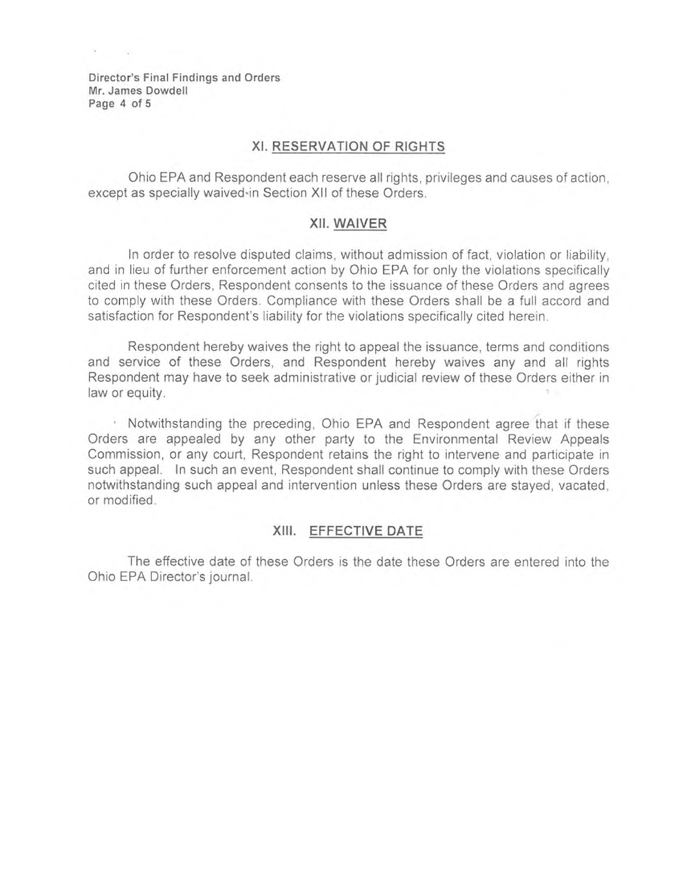## XI. RESERVATION OF RIGHTS

Ohio EPA and Respondent each reserve all rights, privileges and causes of action, except as specially waived in Section XII of these Orders.

## XII. WAIVER

In order to resolve disputed claims, without admission of fact, violation or liability, and in lieu of further enforcement action by Ohio EPA for only the violations specifically cited in these Orders, Respondent consents to the issuance of these Orders and agrees to comply with these Orders. Compliance with these Orders shall be a full accord and satisfaction for Respondent's liability for the violations specifically cited herein.

Respondent hereby waives the right to appeal the issuance, terms and conditions and service of these Orders, and Respondent hereby waives any and all rights Respondent may have to seek administrative or judicial review of these Orders either in law or equity.

Notwithstanding the preceding, Ohio EPA and Respondent agree that if these Orders are appealed by any other party to the Environmental Review Appeals Commission, or any court, Respondent retains the right to intervene and participate in such appeal. In such an event, Respondent shall continue to comply with these Orders notwithstanding such appeal and intervention unless these Orders are stayed, vacated, or modified.

## XIII. EFFECTIVE DATE

The effective date of these Orders is the date these Orders are entered into the Ohio EPA Director's journal.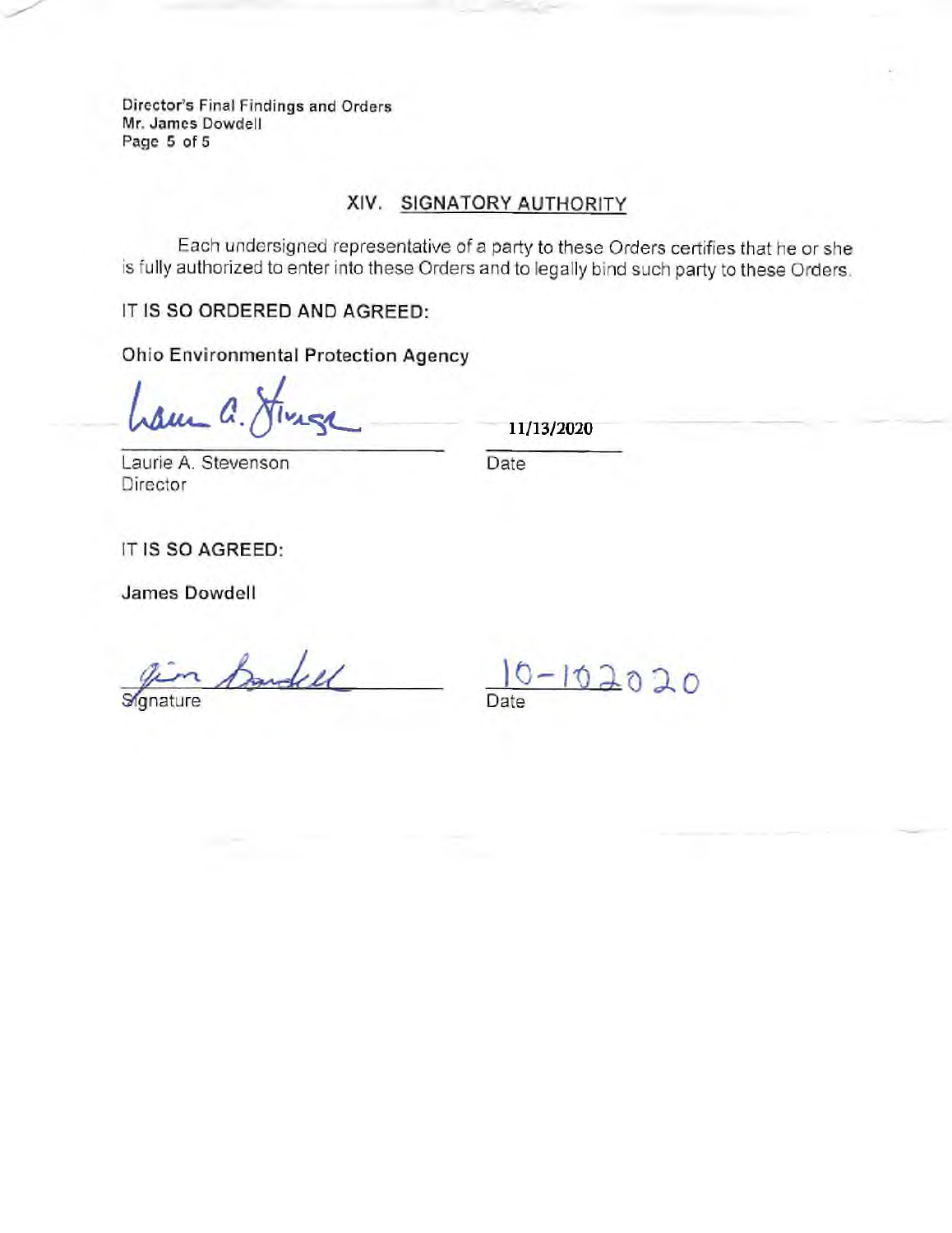## XIV. SIGNATORY AUTHORITY

Each undersigned representative of a party to these Orders certifies that he or she is fully authorized to enter into these Orders and to legally bind such party to these Orders.

IT IS SO ORDERED AND AGREED:

**Ohio Environmental Protection Agency**

Laurie A. Stevenson
Director

Date: 11/13/2020

IT IS SO AGREED:

**James Dowdell**

Signature

Date: 10-10-2020